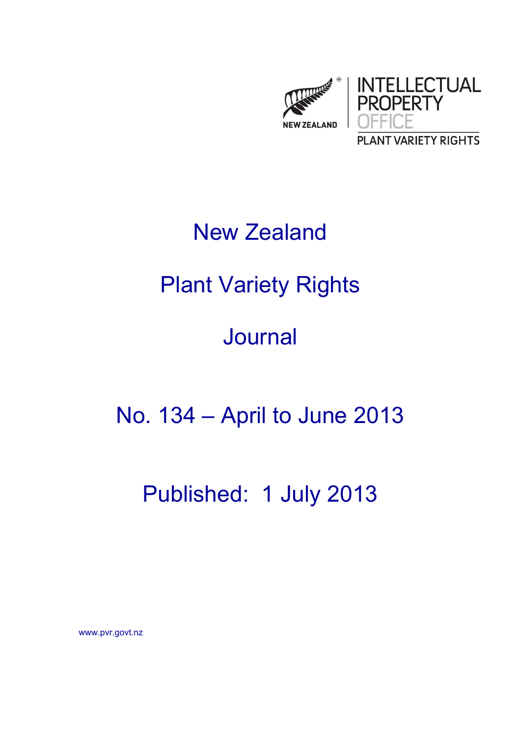NEW ZEALAND

INTELLECTUAL PROPERTY OFFICE

PLANT VARIETY RIGHTS

# New Zealand

# Plant Variety Rights

# Journal

## No. 134 – April to June 2013

## Published: 1 July 2013

www.pvr.govt.nz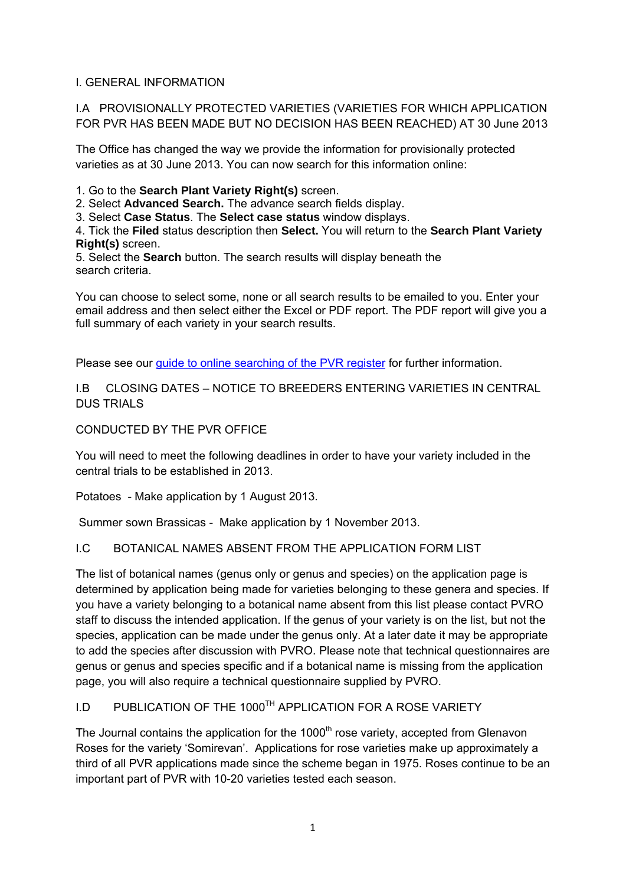# I. GENERAL INFORMATION

## I.A PROVISIONALLY PROTECTED VARIETIES (VARIETIES FOR WHICH APPLICATION FOR PVR HAS BEEN MADE BUT NO DECISION HAS BEEN REACHED) AT 30 June 2013

The Office has changed the way we provide the information for provisionally protected varieties as at 30 June 2013. You can now search for this information online:

1. Go to the **Search Plant Variety Right(s)** screen.
2. Select **Advanced Search.** The advance search fields display.
3. Select **Case Status**. The **Select case status** window displays.
4. Tick the **Filed** status description then **Select.** You will return to the **Search Plant Variety Right(s)** screen.
5. Select the **Search** button. The search results will display beneath the search criteria.

You can choose to select some, none or all search results to be emailed to you. Enter your email address and then select either the Excel or PDF report. The PDF report will give you a full summary of each variety in your search results.

Please see our guide to online searching of the PVR register for further information.

## I.B CLOSING DATES – NOTICE TO BREEDERS ENTERING VARIETIES IN CENTRAL DUS TRIALS

CONDUCTED BY THE PVR OFFICE

You will need to meet the following deadlines in order to have your variety included in the central trials to be established in 2013.

Potatoes - Make application by 1 August 2013.

Summer sown Brassicas - Make application by 1 November 2013.

## I.C BOTANICAL NAMES ABSENT FROM THE APPLICATION FORM LIST

The list of botanical names (genus only or genus and species) on the application page is determined by application being made for varieties belonging to these genera and species. If you have a variety belonging to a botanical name absent from this list please contact PVRO staff to discuss the intended application. If the genus of your variety is on the list, but not the species, application can be made under the genus only. At a later date it may be appropriate to add the species after discussion with PVRO. Please note that technical questionnaires are genus or genus and species specific and if a botanical name is missing from the application page, you will also require a technical questionnaire supplied by PVRO.

## I.D PUBLICATION OF THE 1000TH APPLICATION FOR A ROSE VARIETY

The Journal contains the application for the 1000th rose variety, accepted from Glenavon Roses for the variety 'Somirevan'. Applications for rose varieties make up approximately a third of all PVR applications made since the scheme began in 1975. Roses continue to be an important part of PVR with 10-20 varieties tested each season.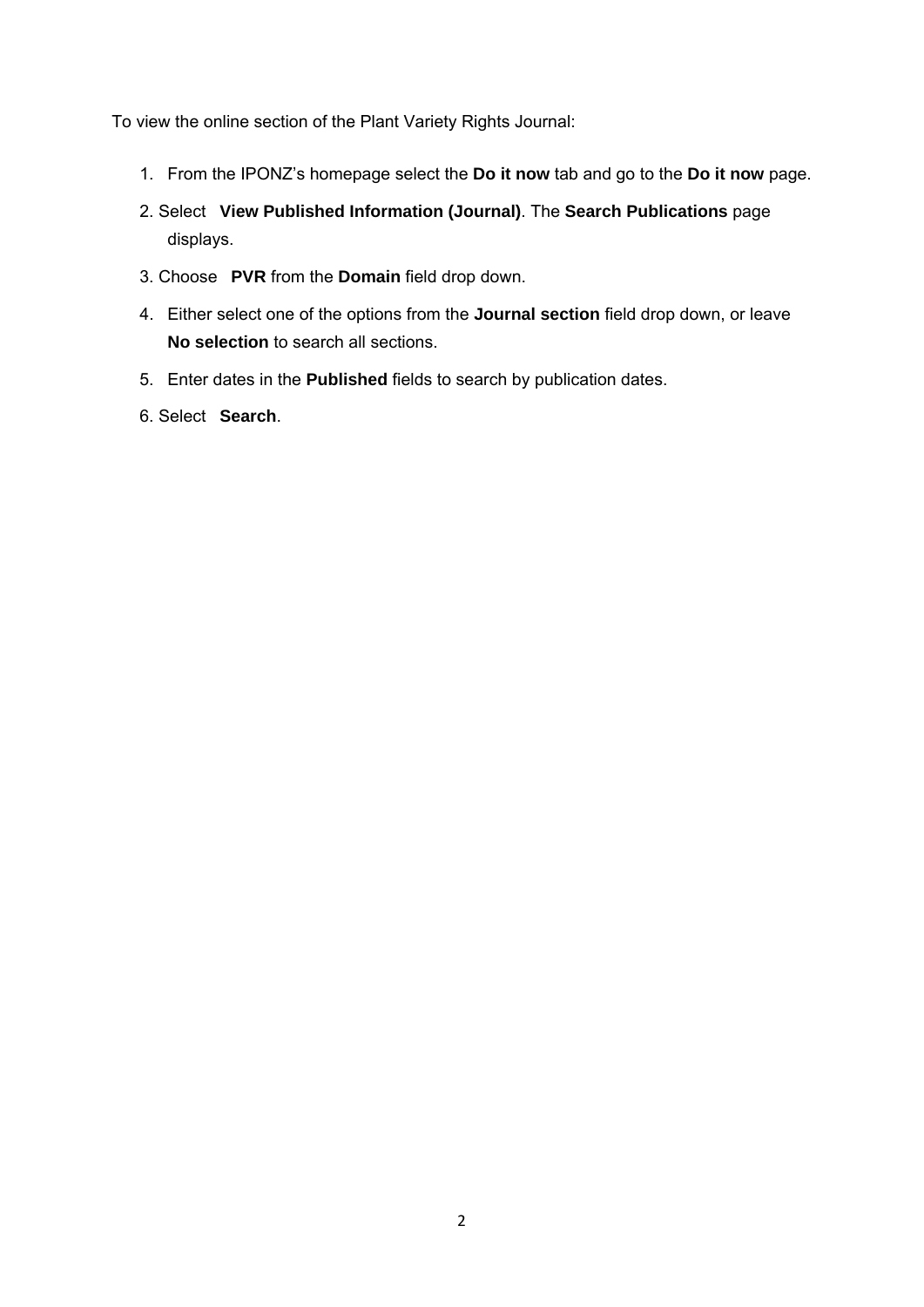To view the online section of the Plant Variety Rights Journal:

1. From the IPONZ's homepage select the **Do it now** tab and go to the **Do it now** page.
2. Select **View Published Information (Journal)**. The **Search Publications** page displays.
3. Choose **PVR** from the **Domain** field drop down.
4. Either select one of the options from the **Journal section** field drop down, or leave **No selection** to search all sections.
5. Enter dates in the **Published** fields to search by publication dates.
6. Select **Search**.